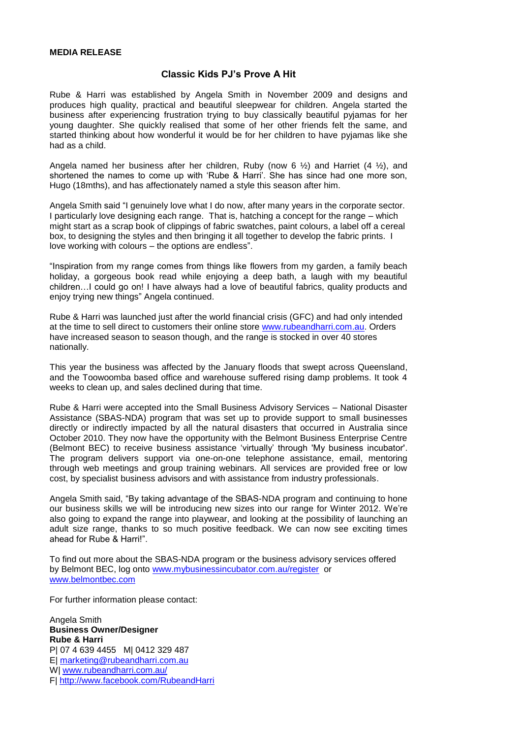**MEDIA RELEASE**

## Classic Kids PJ's Prove A Hit

Rube & Harri was established by Angela Smith in November 2009 and designs and produces high quality, practical and beautiful sleepwear for children. Angela started the business after experiencing frustration trying to buy classically beautiful pyjamas for her young daughter. She quickly realised that some of her other friends felt the same, and started thinking about how wonderful it would be for her children to have pyjamas like she had as a child.

Angela named her business after her children, Ruby (now 6 ½) and Harriet (4 ½), and shortened the names to come up with 'Rube & Harri'. She has since had one more son, Hugo (18mths), and has affectionately named a style this season after him.

Angela Smith said "I genuinely love what I do now, after many years in the corporate sector. I particularly love designing each range. That is, hatching a concept for the range – which might start as a scrap book of clippings of fabric swatches, paint colours, a label off a cereal box, to designing the styles and then bringing it all together to develop the fabric prints. I love working with colours – the options are endless".

"Inspiration from my range comes from things like flowers from my garden, a family beach holiday, a gorgeous book read while enjoying a deep bath, a laugh with my beautiful children…I could go on! I have always had a love of beautiful fabrics, quality products and enjoy trying new things" Angela continued.

Rube & Harri was launched just after the world financial crisis (GFC) and had only intended at the time to sell direct to customers their online store www.rubeandharri.com.au. Orders have increased season to season though, and the range is stocked in over 40 stores nationally.

This year the business was affected by the January floods that swept across Queensland, and the Toowoomba based office and warehouse suffered rising damp problems. It took 4 weeks to clean up, and sales declined during that time.

Rube & Harri were accepted into the Small Business Advisory Services – National Disaster Assistance (SBAS-NDA) program that was set up to provide support to small businesses directly or indirectly impacted by all the natural disasters that occurred in Australia since October 2010. They now have the opportunity with the Belmont Business Enterprise Centre (Belmont BEC) to receive business assistance 'virtually' through 'My business incubator'. The program delivers support via one-on-one telephone assistance, email, mentoring through web meetings and group training webinars. All services are provided free or low cost, by specialist business advisors and with assistance from industry professionals.

Angela Smith said, "By taking advantage of the SBAS-NDA program and continuing to hone our business skills we will be introducing new sizes into our range for Winter 2012. We're also going to expand the range into playwear, and looking at the possibility of launching an adult size range, thanks to so much positive feedback. We can now see exciting times ahead for Rube & Harri!".

To find out more about the SBAS-NDA program or the business advisory services offered by Belmont BEC, log onto www.mybusinessincubator.com.au/register or www.belmontbec.com

For further information please contact:

Angela Smith
**Business Owner/Designer**
**Rube & Harri**
P| 07 4 639 4455 M| 0412 329 487
E| marketing@rubeandharri.com.au
W| www.rubeandharri.com.au/
F| http://www.facebook.com/RubeandHarri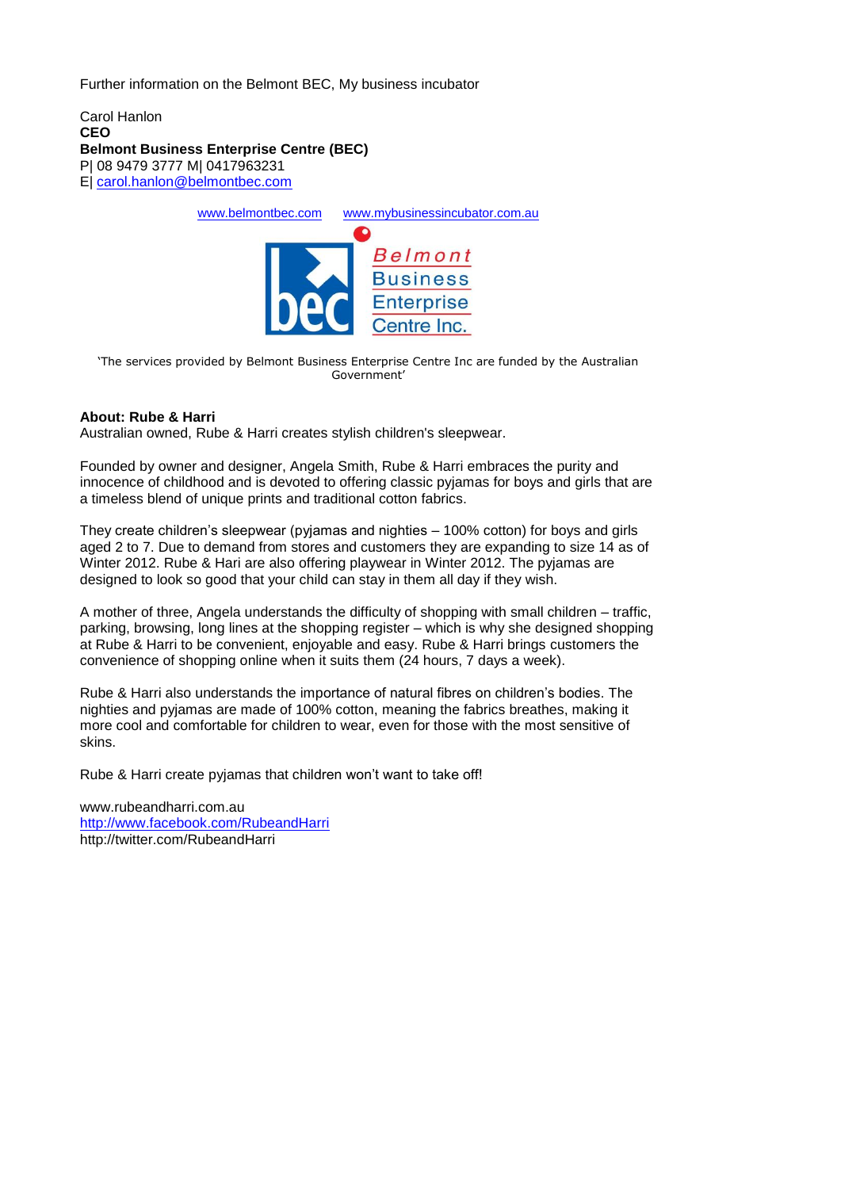Further information on the Belmont BEC, My business incubator

Carol Hanlon
**CEO**
**Belmont Business Enterprise Centre (BEC)**
P| 08 9479 3777 M| 0417963231
E| carol.hanlon@belmontbec.com

www.belmontbec.com www.mybusinessincubator.com.au

Belmont Business Enterprise Centre Inc.

'The services provided by Belmont Business Enterprise Centre Inc are funded by the Australian Government'

**About: Rube & Harri**
Australian owned, Rube & Harri creates stylish children's sleepwear.

Founded by owner and designer, Angela Smith, Rube & Harri embraces the purity and innocence of childhood and is devoted to offering classic pyjamas for boys and girls that are a timeless blend of unique prints and traditional cotton fabrics.

They create children's sleepwear (pyjamas and nighties – 100% cotton) for boys and girls aged 2 to 7. Due to demand from stores and customers they are expanding to size 14 as of Winter 2012. Rube & Hari are also offering playwear in Winter 2012. The pyjamas are designed to look so good that your child can stay in them all day if they wish.

A mother of three, Angela understands the difficulty of shopping with small children – traffic, parking, browsing, long lines at the shopping register – which is why she designed shopping at Rube & Harri to be convenient, enjoyable and easy. Rube & Harri brings customers the convenience of shopping online when it suits them (24 hours, 7 days a week).

Rube & Harri also understands the importance of natural fibres on children's bodies. The nighties and pyjamas are made of 100% cotton, meaning the fabrics breathes, making it more cool and comfortable for children to wear, even for those with the most sensitive of skins.

Rube & Harri create pyjamas that children won't want to take off!

www.rubeandharri.com.au
http://www.facebook.com/RubeandHarri
http://twitter.com/RubeandHarri